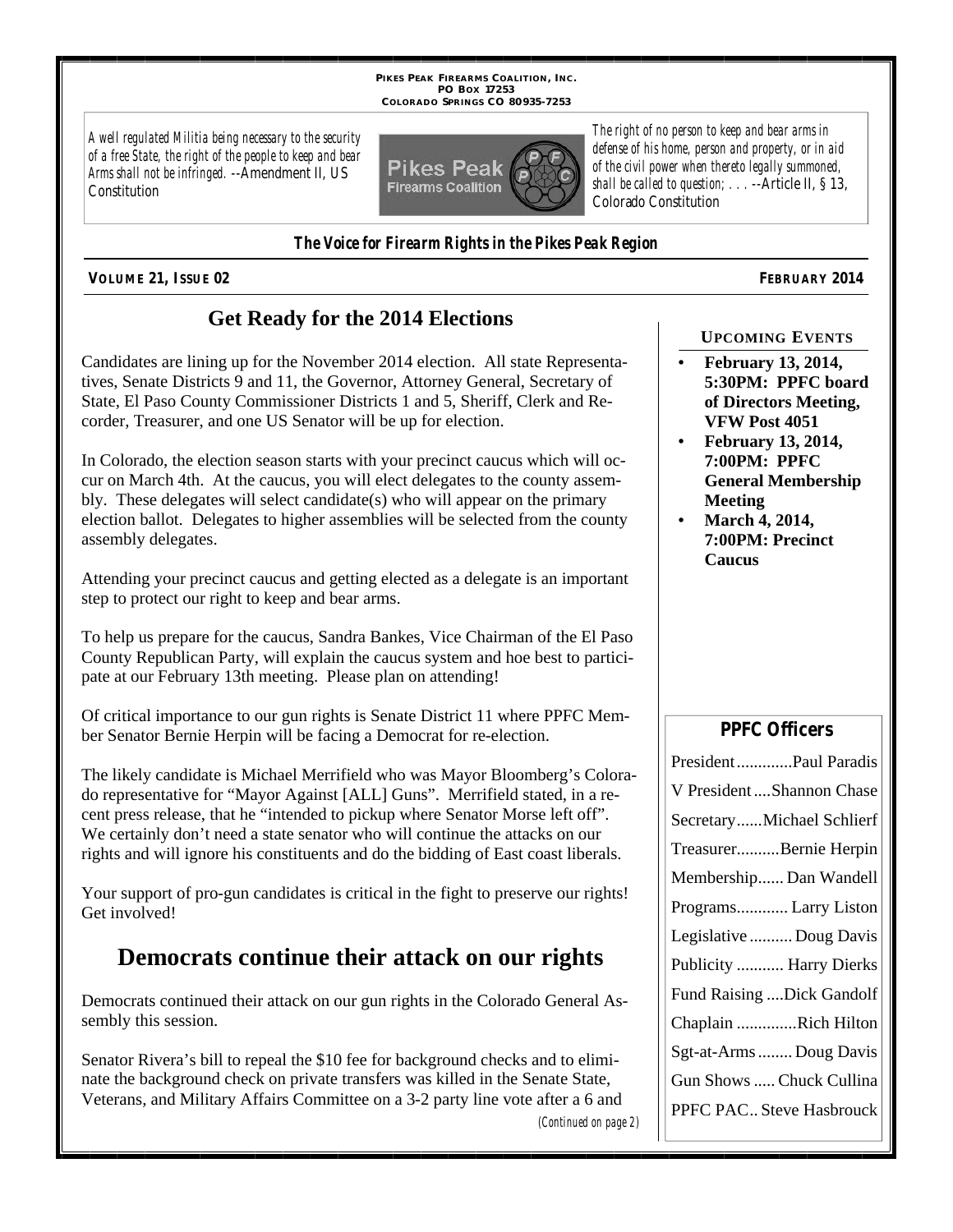**PIKES PEAK FIREARMS COALITION, INC.**
**PO BOX 17253**
**COLORADO SPRINGS CO 80935-7253**

*A well regulated Militia being necessary to the security of a free State, the right of the people to keep and bear Arms shall not be infringed.* --Amendment II, US Constitution

*The right of no person to keep and bear arms in defense of his home, person and property, or in aid of the civil power when thereto legally summoned, shall be called to question; . . .* --Article II, § 13, Colorado Constitution

***The Voice for Firearm Rights in the Pikes Peak Region***

**VOLUME 21, ISSUE 02** **FEBRUARY 2014**

## Get Ready for the 2014 Elections

Candidates are lining up for the November 2014 election. All state Representatives, Senate Districts 9 and 11, the Governor, Attorney General, Secretary of State, El Paso County Commissioner Districts 1 and 5, Sheriff, Clerk and Recorder, Treasurer, and one US Senator will be up for election.

In Colorado, the election season starts with your precinct caucus which will occur on March 4th. At the caucus, you will elect delegates to the county assembly. These delegates will select candidate(s) who will appear on the primary election ballot. Delegates to higher assemblies will be selected from the county assembly delegates.

Attending your precinct caucus and getting elected as a delegate is an important step to protect our right to keep and bear arms.

To help us prepare for the caucus, Sandra Bankes, Vice Chairman of the El Paso County Republican Party, will explain the caucus system and hoe best to participate at our February 13th meeting. Please plan on attending!

Of critical importance to our gun rights is Senate District 11 where PPFC Member Senator Bernie Herpin will be facing a Democrat for re-election.

The likely candidate is Michael Merrifield who was Mayor Bloomberg's Colorado representative for "Mayor Against [ALL] Guns". Merrifield stated, in a recent press release, that he "intended to pickup where Senator Morse left off". We certainly don't need a state senator who will continue the attacks on our rights and will ignore his constituents and do the bidding of East coast liberals.

Your support of pro-gun candidates is critical in the fight to preserve our rights! Get involved!

## Democrats continue their attack on our rights

Democrats continued their attack on our gun rights in the Colorado General Assembly this session.

Senator Rivera's bill to repeal the $10 fee for background checks and to eliminate the background check on private transfers was killed in the Senate State, Veterans, and Military Affairs Committee on a 3-2 party line vote after a 6 and

*(Continued on page 2)*

### UPCOMING EVENTS

- **February 13, 2014, 5:30PM: PPFC board of Directors Meeting, VFW Post 4051**
- **February 13, 2014, 7:00PM: PPFC General Membership Meeting**
- **March 4, 2014, 7:00PM: Precinct Caucus**

### PPFC Officers

| Office | Name |
|---|---|
| President | Paul Paradis |
| V President | Shannon Chase |
| Secretary | Michael Schlierf |
| Treasurer | Bernie Herpin |
| Membership | Dan Wandell |
| Programs | Larry Liston |
| Legislative | Doug Davis |
| Publicity | Harry Dierks |
| Fund Raising | Dick Gandolf |
| Chaplain | Rich Hilton |
| Sgt-at-Arms | Doug Davis |
| Gun Shows | Chuck Cullina |
| PPFC PAC | Steve Hasbrouck |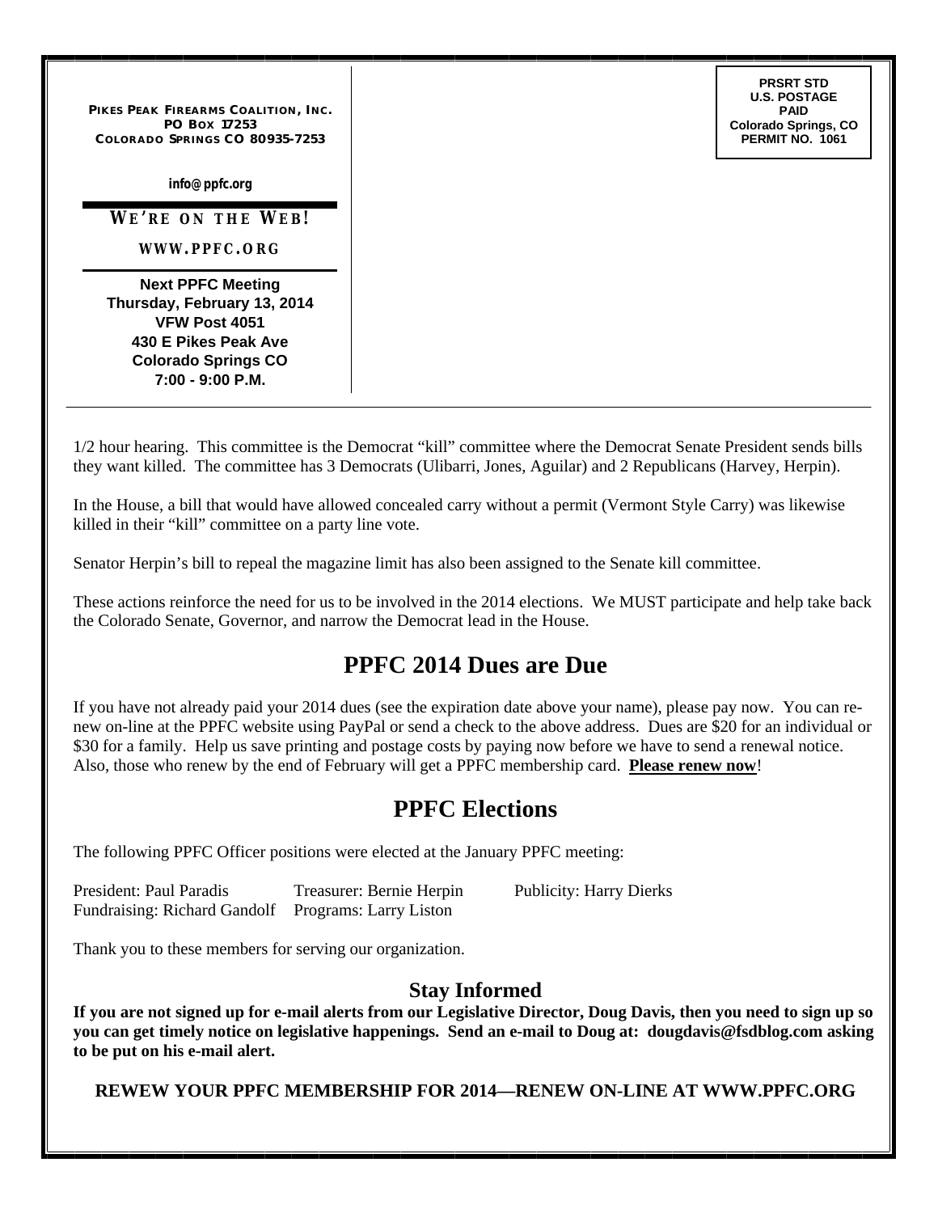**PIKES PEAK FIREARMS COALITION, INC.**
**PO BOX 17253**
**COLORADO SPRINGS CO 80935-7253**

**info@ppfc.org**

***WE'RE ON THE WEB!***

***WWW.PPFC.ORG***

**Next PPFC Meeting**
**Thursday, February 13, 2014**
**VFW Post 4051**
**430 E Pikes Peak Ave**
**Colorado Springs CO**
**7:00 - 9:00 P.M.**

**PRSRT STD**
**U.S. POSTAGE**
**PAID**
**Colorado Springs, CO**
**PERMIT NO. 1061**

1/2 hour hearing. This committee is the Democrat "kill" committee where the Democrat Senate President sends bills they want killed. The committee has 3 Democrats (Ulibarri, Jones, Aguilar) and 2 Republicans (Harvey, Herpin).

In the House, a bill that would have allowed concealed carry without a permit (Vermont Style Carry) was likewise killed in their "kill" committee on a party line vote.

Senator Herpin's bill to repeal the magazine limit has also been assigned to the Senate kill committee.

These actions reinforce the need for us to be involved in the 2014 elections. We MUST participate and help take back the Colorado Senate, Governor, and narrow the Democrat lead in the House.

## PPFC 2014 Dues are Due

If you have not already paid your 2014 dues (see the expiration date above your name), please pay now. You can renew on-line at the PPFC website using PayPal or send a check to the above address. Dues are $20 for an individual or $30 for a family. Help us save printing and postage costs by paying now before we have to send a renewal notice. Also, those who renew by the end of February will get a PPFC membership card. **Please renew now**!

## PPFC Elections

The following PPFC Officer positions were elected at the January PPFC meeting:

President: Paul Paradis
Treasurer: Bernie Herpin
Publicity: Harry Dierks
Fundraising: Richard Gandolf
Programs: Larry Liston

Thank you to these members for serving our organization.

### Stay Informed

**If you are not signed up for e-mail alerts from our Legislative Director, Doug Davis, then you need to sign up so you can get timely notice on legislative happenings. Send an e-mail to Doug at: dougdavis@fsdblog.com asking to be put on his e-mail alert.**

**REWEW YOUR PPFC MEMBERSHIP FOR 2014—RENEW ON-LINE AT WWW.PPFC.ORG**